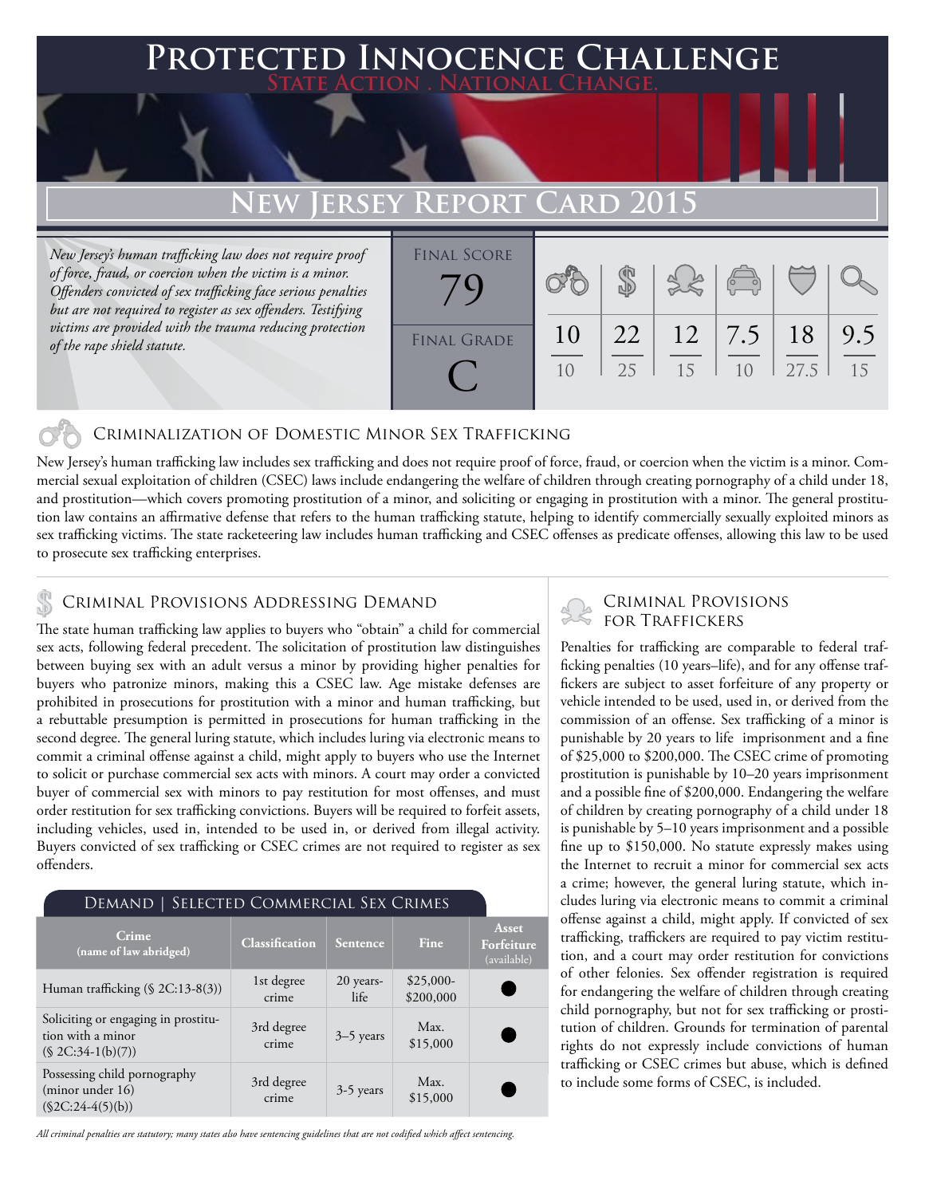# Protected Innocence Challenge

State Action . National Change.

## New Jersey Report Card 2015

*New Jersey's human trafficking law does not require proof of force, fraud, or coercion when the victim is a minor. Offenders convicted of sex trafficking face serious penalties but are not required to register as sex offenders. Testifying victims are provided with the trauma reducing protection of the rape shield statute.*

| Final Score | | | | | | |
|---|---|---|---|---|---|---|
| 79 | 10 / 10 | 22 / 25 | 12 / 15 | 7.5 / 10 | 18 / 27.5 | 9.5 / 15 |

Final Grade: C

### Criminalization of Domestic Minor Sex Trafficking

New Jersey's human trafficking law includes sex trafficking and does not require proof of force, fraud, or coercion when the victim is a minor. Commercial sexual exploitation of children (CSEC) laws include endangering the welfare of children through creating pornography of a child under 18, and prostitution—which covers promoting prostitution of a minor, and soliciting or engaging in prostitution with a minor. The general prostitution law contains an affirmative defense that refers to the human trafficking statute, helping to identify commercially sexually exploited minors as sex trafficking victims. The state racketeering law includes human trafficking and CSEC offenses as predicate offenses, allowing this law to be used to prosecute sex trafficking enterprises.

### Criminal Provisions Addressing Demand

The state human trafficking law applies to buyers who "obtain" a child for commercial sex acts, following federal precedent. The solicitation of prostitution law distinguishes between buying sex with an adult versus a minor by providing higher penalties for buyers who patronize minors, making this a CSEC law. Age mistake defenses are prohibited in prosecutions for prostitution with a minor and human trafficking, but a rebuttable presumption is permitted in prosecutions for human trafficking in the second degree. The general luring statute, which includes luring via electronic means to commit a criminal offense against a child, might apply to buyers who use the Internet to solicit or purchase commercial sex acts with minors. A court may order a convicted buyer of commercial sex with minors to pay restitution for most offenses, and must order restitution for sex trafficking convictions. Buyers will be required to forfeit assets, including vehicles, used in, intended to be used in, or derived from illegal activity. Buyers convicted of sex trafficking or CSEC crimes are not required to register as sex offenders.

**Demand | Selected Commercial Sex Crimes**

| Crime (name of law abridged) | Classification | Sentence | Fine | Asset Forfeiture (available) |
|---|---|---|---|---|
| Human trafficking (§ 2C:13-8(3)) | 1st degree crime | 20 years-life | $25,000-$200,000 | ● |
| Soliciting or engaging in prostitution with a minor (§ 2C:34-1(b)(7)) | 3rd degree crime | 3–5 years | Max. $15,000 | ● |
| Possessing child pornography (minor under 16) (§2C:24-4(5)(b)) | 3rd degree crime | 3-5 years | Max. $15,000 | ● |

*All criminal penalties are statutory; many states also have sentencing guidelines that are not codified which affect sentencing.*

### Criminal Provisions for Traffickers

Penalties for trafficking are comparable to federal trafficking penalties (10 years–life), and for any offense traffickers are subject to asset forfeiture of any property or vehicle intended to be used, used in, or derived from the commission of an offense. Sex trafficking of a minor is punishable by 20 years to life imprisonment and a fine of $25,000 to $200,000. The CSEC crime of promoting prostitution is punishable by 10–20 years imprisonment and a possible fine of $200,000. Endangering the welfare of children by creating pornography of a child under 18 is punishable by 5–10 years imprisonment and a possible fine up to $150,000. No statute expressly makes using the Internet to recruit a minor for commercial sex acts a crime; however, the general luring statute, which includes luring via electronic means to commit a criminal offense against a child, might apply. If convicted of sex trafficking, traffickers are required to pay victim restitution, and a court may order restitution for convictions of other felonies. Sex offender registration is required for endangering the welfare of children through creating child pornography, but not for sex trafficking or prostitution of children. Grounds for termination of parental rights do not expressly include convictions of human trafficking or CSEC crimes but abuse, which is defined to include some forms of CSEC, is included.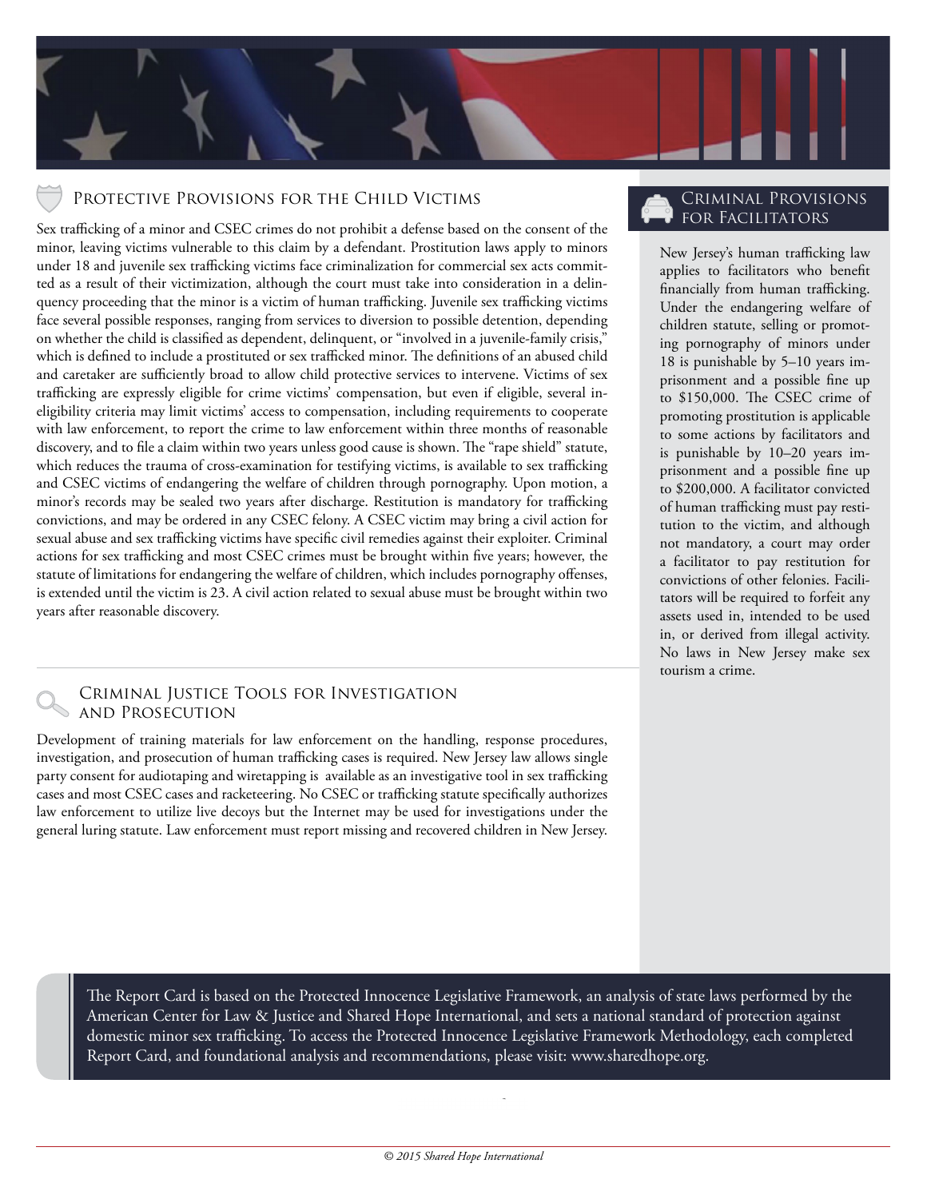## Protective Provisions for the Child Victims

Sex trafficking of a minor and CSEC crimes do not prohibit a defense based on the consent of the minor, leaving victims vulnerable to this claim by a defendant. Prostitution laws apply to minors under 18 and juvenile sex trafficking victims face criminalization for commercial sex acts committed as a result of their victimization, although the court must take into consideration in a delinquency proceeding that the minor is a victim of human trafficking. Juvenile sex trafficking victims face several possible responses, ranging from services to diversion to possible detention, depending on whether the child is classified as dependent, delinquent, or "involved in a juvenile-family crisis," which is defined to include a prostituted or sex trafficked minor. The definitions of an abused child and caretaker are sufficiently broad to allow child protective services to intervene. Victims of sex trafficking are expressly eligible for crime victims' compensation, but even if eligible, several ineligibility criteria may limit victims' access to compensation, including requirements to cooperate with law enforcement, to report the crime to law enforcement within three months of reasonable discovery, and to file a claim within two years unless good cause is shown. The "rape shield" statute, which reduces the trauma of cross-examination for testifying victims, is available to sex trafficking and CSEC victims of endangering the welfare of children through pornography. Upon motion, a minor's records may be sealed two years after discharge. Restitution is mandatory for trafficking convictions, and may be ordered in any CSEC felony. A CSEC victim may bring a civil action for sexual abuse and sex trafficking victims have specific civil remedies against their exploiter. Criminal actions for sex trafficking and most CSEC crimes must be brought within five years; however, the statute of limitations for endangering the welfare of children, which includes pornography offenses, is extended until the victim is 23. A civil action related to sexual abuse must be brought within two years after reasonable discovery.

## Criminal Justice Tools for Investigation and Prosecution

Development of training materials for law enforcement on the handling, response procedures, investigation, and prosecution of human trafficking cases is required. New Jersey law allows single party consent for audiotaping and wiretapping is available as an investigative tool in sex trafficking cases and most CSEC cases and racketeering. No CSEC or trafficking statute specifically authorizes law enforcement to utilize live decoys but the Internet may be used for investigations under the general luring statute. Law enforcement must report missing and recovered children in New Jersey.

## Criminal Provisions for Facilitators

New Jersey's human trafficking law applies to facilitators who benefit financially from human trafficking. Under the endangering welfare of children statute, selling or promoting pornography of minors under 18 is punishable by 5–10 years imprisonment and a possible fine up to $150,000. The CSEC crime of promoting prostitution is applicable to some actions by facilitators and is punishable by 10–20 years imprisonment and a possible fine up to $200,000. A facilitator convicted of human trafficking must pay restitution to the victim, and although not mandatory, a court may order a facilitator to pay restitution for convictions of other felonies. Facilitators will be required to forfeit any assets used in, intended to be used in, or derived from illegal activity. No laws in New Jersey make sex tourism a crime.

The Report Card is based on the Protected Innocence Legislative Framework, an analysis of state laws performed by the American Center for Law & Justice and Shared Hope International, and sets a national standard of protection against domestic minor sex trafficking. To access the Protected Innocence Legislative Framework Methodology, each completed Report Card, and foundational analysis and recommendations, please visit: www.sharedhope.org.

*© 2015 Shared Hope International*